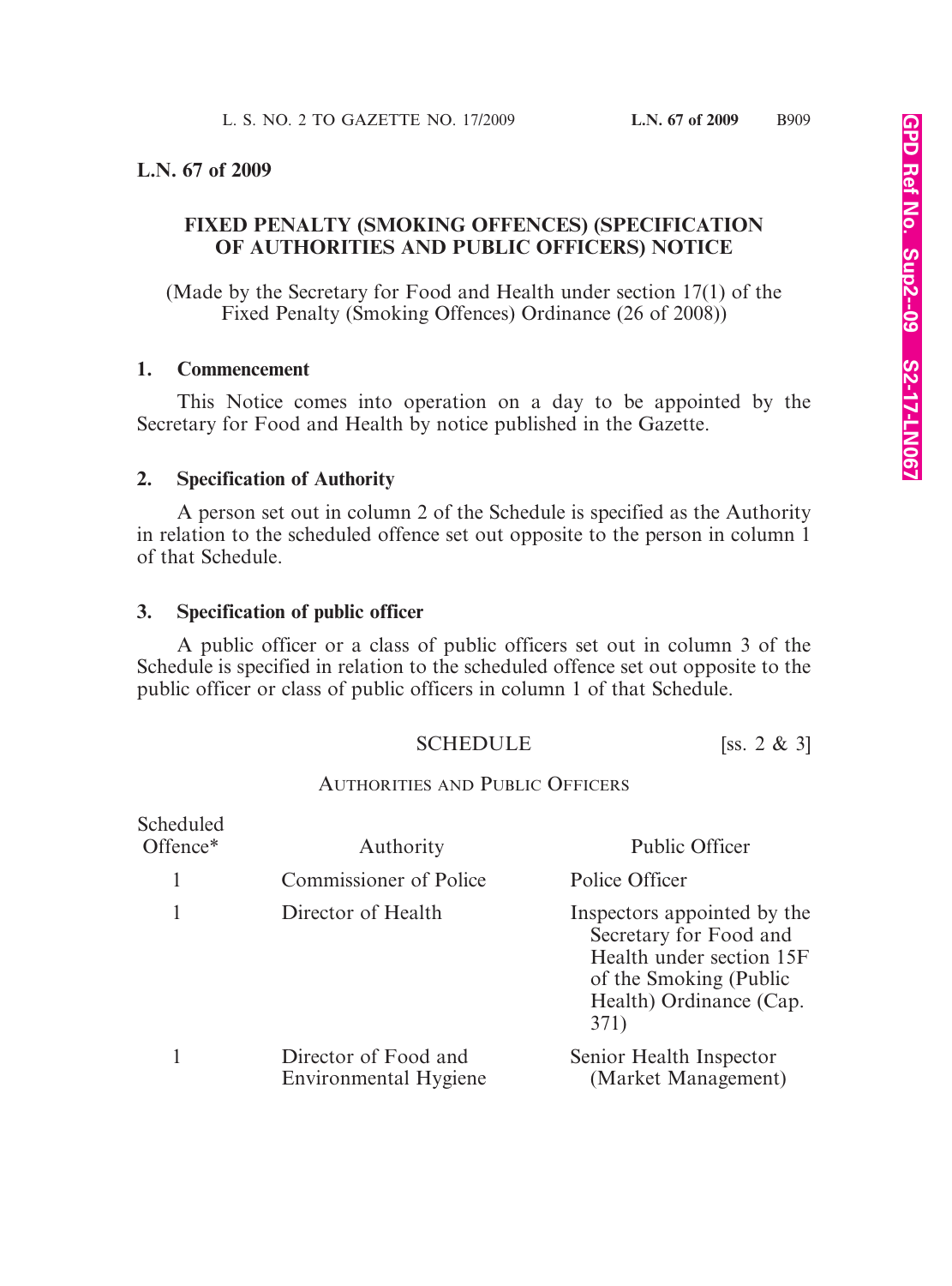# L.N. 67 of 2009

## FIXED PENALTY (SMOKING OFFENCES) (SPECIFICATION OF AUTHORITIES AND PUBLIC OFFICERS) NOTICE

(Made by the Secretary for Food and Health under section 17(1) of the Fixed Penalty (Smoking Offences) Ordinance (26 of 2008))

### 1. Commencement

This Notice comes into operation on a day to be appointed by the Secretary for Food and Health by notice published in the Gazette.

### 2. Specification of Authority

A person set out in column 2 of the Schedule is specified as the Authority in relation to the scheduled offence set out opposite to the person in column 1 of that Schedule.

### 3. Specification of public officer

A public officer or a class of public officers set out in column 3 of the Schedule is specified in relation to the scheduled offence set out opposite to the public officer or class of public officers in column 1 of that Schedule.

## SCHEDULE [ss. 2 & 3]

AUTHORITIES AND PUBLIC OFFICERS

| Scheduled Offence* | Authority | Public Officer |
|---|---|---|
| 1 | Commissioner of Police | Police Officer |
| 1 | Director of Health | Inspectors appointed by the Secretary for Food and Health under section 15F of the Smoking (Public Health) Ordinance (Cap. 371) |
| 1 | Director of Food and Environmental Hygiene | Senior Health Inspector (Market Management) |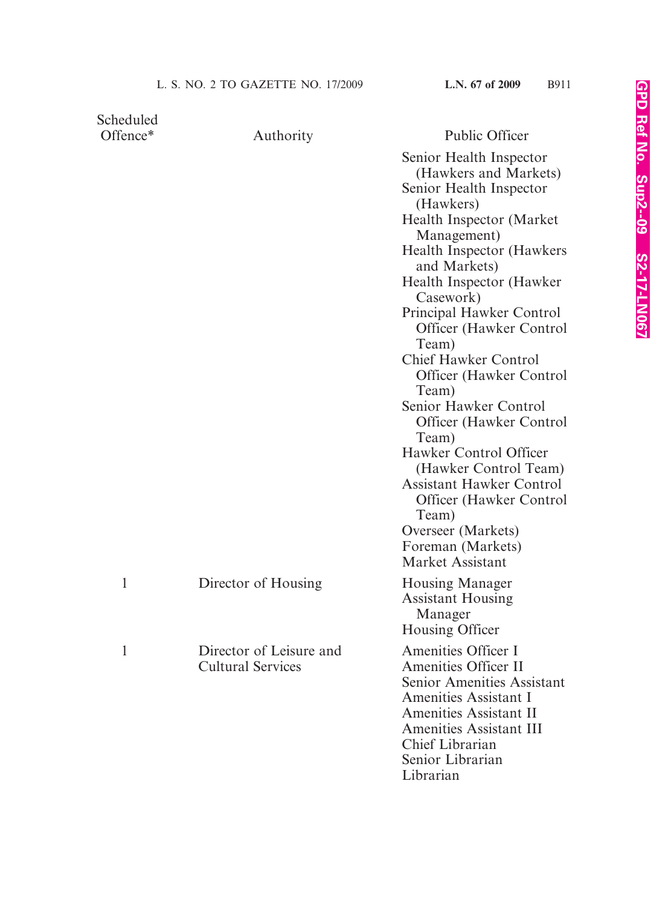| Scheduled Offence* | Authority | Public Officer |
|---|---|---|
| | | Senior Health Inspector (Hawkers and Markets)<br>Senior Health Inspector (Hawkers)<br>Health Inspector (Market Management)<br>Health Inspector (Hawkers and Markets)<br>Health Inspector (Hawker Casework)<br>Principal Hawker Control Officer (Hawker Control Team)<br>Chief Hawker Control Officer (Hawker Control Team)<br>Senior Hawker Control Officer (Hawker Control Team)<br>Hawker Control Officer (Hawker Control Team)<br>Assistant Hawker Control Officer (Hawker Control Team)<br>Overseer (Markets)<br>Foreman (Markets)<br>Market Assistant |
| 1 | Director of Housing | Housing Manager<br>Assistant Housing Manager<br>Housing Officer |
| 1 | Director of Leisure and Cultural Services | Amenities Officer I<br>Amenities Officer II<br>Senior Amenities Assistant<br>Amenities Assistant I<br>Amenities Assistant II<br>Amenities Assistant III<br>Chief Librarian<br>Senior Librarian<br>Librarian |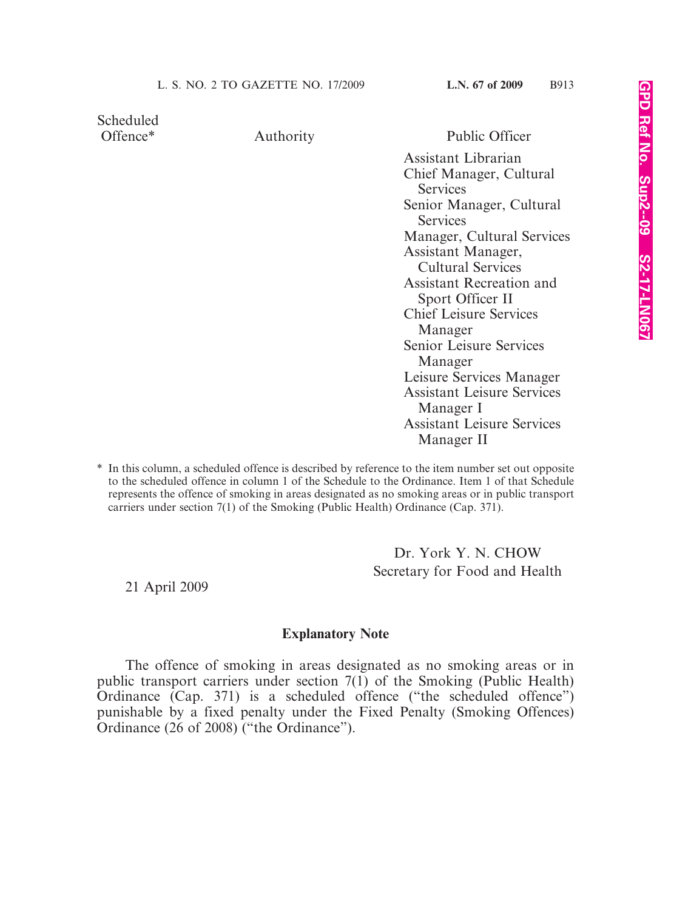| Scheduled Offence* | Authority | Public Officer |
| --- | --- | --- |
| | | Assistant Librarian |
| | | Chief Manager, Cultural Services |
| | | Senior Manager, Cultural Services |
| | | Manager, Cultural Services |
| | | Assistant Manager, Cultural Services |
| | | Assistant Recreation and Sport Officer II |
| | | Chief Leisure Services Manager |
| | | Senior Leisure Services Manager |
| | | Leisure Services Manager |
| | | Assistant Leisure Services Manager I |
| | | Assistant Leisure Services Manager II |

\* In this column, a scheduled offence is described by reference to the item number set out opposite to the scheduled offence in column 1 of the Schedule to the Ordinance. Item 1 of that Schedule represents the offence of smoking in areas designated as no smoking areas or in public transport carriers under section 7(1) of the Smoking (Public Health) Ordinance (Cap. 371).

Dr. York Y. N. CHOW
Secretary for Food and Health

21 April 2009

## Explanatory Note

The offence of smoking in areas designated as no smoking areas or in public transport carriers under section 7(1) of the Smoking (Public Health) Ordinance (Cap. 371) is a scheduled offence ("the scheduled offence") punishable by a fixed penalty under the Fixed Penalty (Smoking Offences) Ordinance (26 of 2008) ("the Ordinance").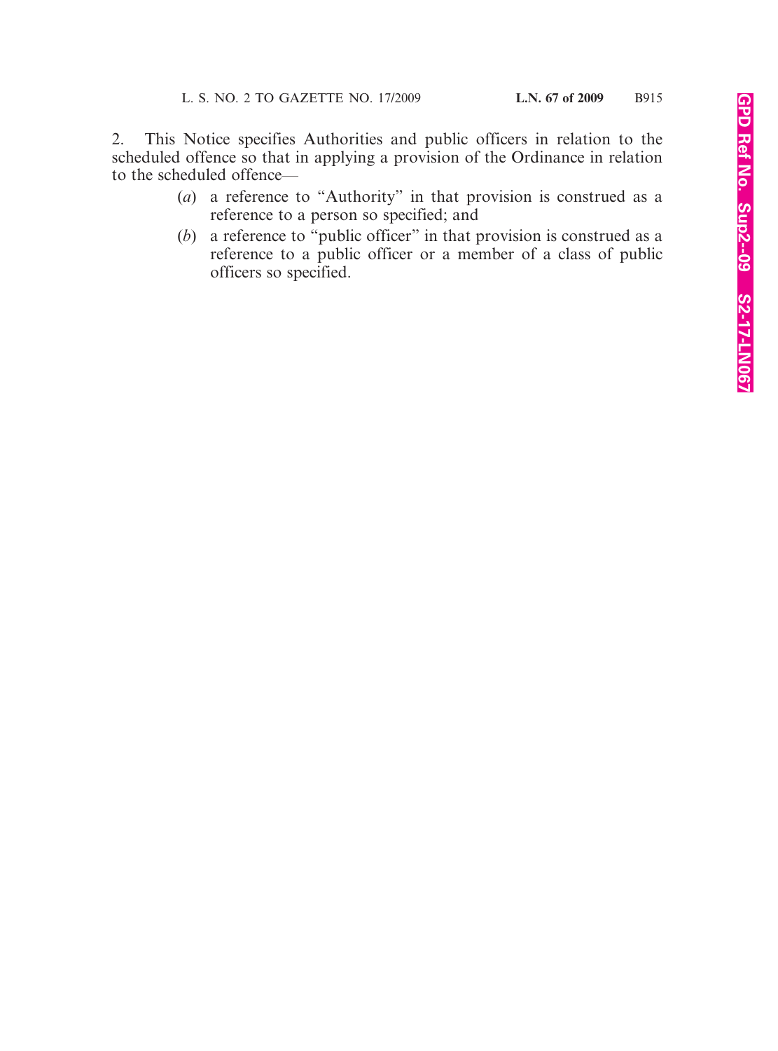2. This Notice specifies Authorities and public officers in relation to the scheduled offence so that in applying a provision of the Ordinance in relation to the scheduled offence—

(*a*) a reference to "Authority" in that provision is construed as a reference to a person so specified; and

(*b*) a reference to "public officer" in that provision is construed as a reference to a public officer or a member of a class of public officers so specified.